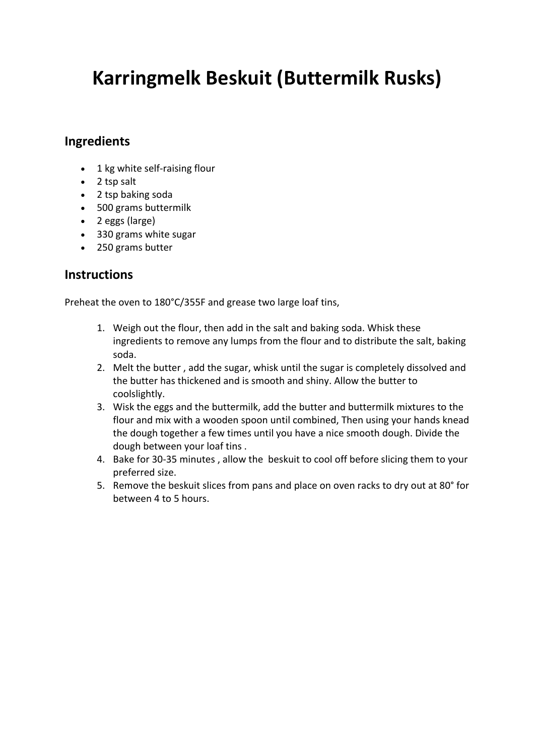# Karringmelk Beskuit (Buttermilk Rusks)

## Ingredients

- 1 kg white self-raising flour
- 2 tsp salt
- 2 tsp baking soda
- 500 grams buttermilk
- 2 eggs (large)
- 330 grams white sugar
- 250 grams butter

## Instructions

Preheat the oven to 180°C/355F and grease two large loaf tins,

1. Weigh out the flour, then add in the salt and baking soda. Whisk these ingredients to remove any lumps from the flour and to distribute the salt, baking soda.
2. Melt the butter , add the sugar, whisk until the sugar is completely dissolved and the butter has thickened and is smooth and shiny. Allow the butter to coolslightly.
3. Wisk the eggs and the buttermilk, add the butter and buttermilk mixtures to the flour and mix with a wooden spoon until combined, Then using your hands knead the dough together a few times until you have a nice smooth dough. Divide the dough between your loaf tins .
4. Bake for 30-35 minutes , allow the beskuit to cool off before slicing them to your preferred size.
5. Remove the beskuit slices from pans and place on oven racks to dry out at 80° for between 4 to 5 hours.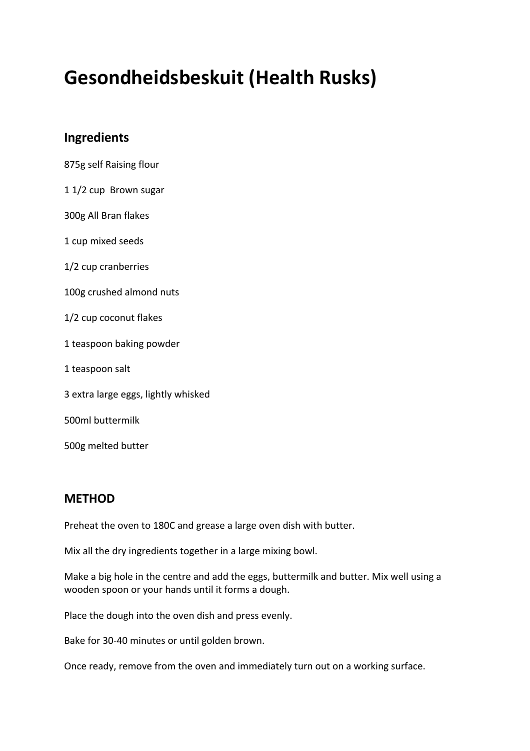# Gesondheidsbeskuit (Health Rusks)

## Ingredients

875g self Raising flour

1 1/2 cup Brown sugar

300g All Bran flakes

1 cup mixed seeds

1/2 cup cranberries

100g crushed almond nuts

1/2 cup coconut flakes

1 teaspoon baking powder

1 teaspoon salt

3 extra large eggs, lightly whisked

500ml buttermilk

500g melted butter

## METHOD

Preheat the oven to 180C and grease a large oven dish with butter.

Mix all the dry ingredients together in a large mixing bowl.

Make a big hole in the centre and add the eggs, buttermilk and butter. Mix well using a wooden spoon or your hands until it forms a dough.

Place the dough into the oven dish and press evenly.

Bake for 30-40 minutes or until golden brown.

Once ready, remove from the oven and immediately turn out on a working surface.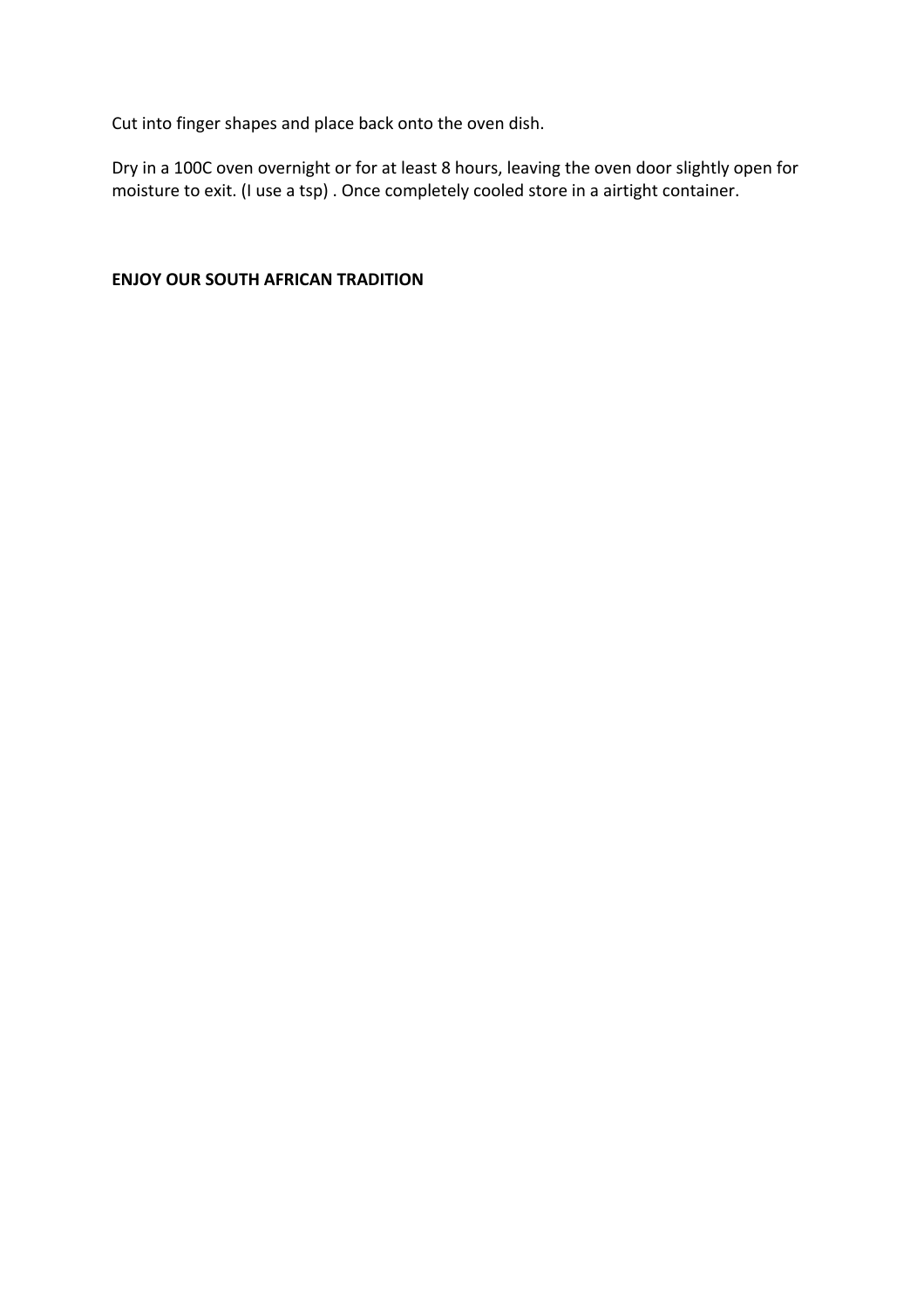Cut into finger shapes and place back onto the oven dish.

Dry in a 100C oven overnight or for at least 8 hours, leaving the oven door slightly open for moisture to exit. (I use a tsp) . Once completely cooled store in a airtight container.

**ENJOY OUR SOUTH AFRICAN TRADITION**